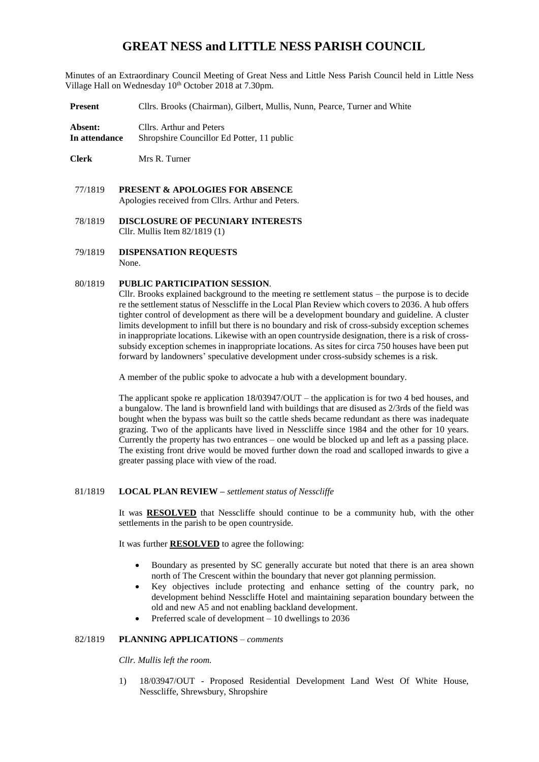# GREAT NESS and LITTLE NESS PARISH COUNCIL

Minutes of an Extraordinary Council Meeting of Great Ness and Little Ness Parish Council held in Little Ness Village Hall on Wednesday 10th October 2018 at 7.30pm.

| | |
|---|---|
| **Present** | Cllrs. Brooks (Chairman), Gilbert, Mullis, Nunn, Pearce, Turner and White |
| **Absent:** | Cllrs. Arthur and Peters |
| **In attendance** | Shropshire Councillor Ed Potter, 11 public |
| **Clerk** | Mrs R. Turner |

77/1819 **PRESENT & APOLOGIES FOR ABSENCE**
Apologies received from Cllrs. Arthur and Peters.

78/1819 **DISCLOSURE OF PECUNIARY INTERESTS**
Cllr. Mullis Item 82/1819 (1)

79/1819 **DISPENSATION REQUESTS**
None.

80/1819 **PUBLIC PARTICIPATION SESSION**.

Cllr. Brooks explained background to the meeting re settlement status – the purpose is to decide re the settlement status of Nesscliffe in the Local Plan Review which covers to 2036. A hub offers tighter control of development as there will be a development boundary and guideline. A cluster limits development to infill but there is no boundary and risk of cross-subsidy exception schemes in inappropriate locations. Likewise with an open countryside designation, there is a risk of cross-subsidy exception schemes in inappropriate locations. As sites for circa 750 houses have been put forward by landowners' speculative development under cross-subsidy schemes is a risk.

A member of the public spoke to advocate a hub with a development boundary.

The applicant spoke re application 18/03947/OUT – the application is for two 4 bed houses, and a bungalow. The land is brownfield land with buildings that are disused as 2/3rds of the field was bought when the bypass was built so the cattle sheds became redundant as there was inadequate grazing. Two of the applicants have lived in Nesscliffe since 1984 and the other for 10 years. Currently the property has two entrances – one would be blocked up and left as a passing place. The existing front drive would be moved further down the road and scalloped inwards to give a greater passing place with view of the road.

81/1819 **LOCAL PLAN REVIEW –** *settlement status of Nesscliffe*

It was **RESOLVED** that Nesscliffe should continue to be a community hub, with the other settlements in the parish to be open countryside.

It was further **RESOLVED** to agree the following:

- Boundary as presented by SC generally accurate but noted that there is an area shown north of The Crescent within the boundary that never got planning permission.
- Key objectives include protecting and enhance setting of the country park, no development behind Nesscliffe Hotel and maintaining separation boundary between the old and new A5 and not enabling backland development.
- Preferred scale of development – 10 dwellings to 2036

82/1819 **PLANNING APPLICATIONS** – *comments*

*Cllr. Mullis left the room.*

1) 18/03947/OUT - Proposed Residential Development Land West Of White House, Nesscliffe, Shrewsbury, Shropshire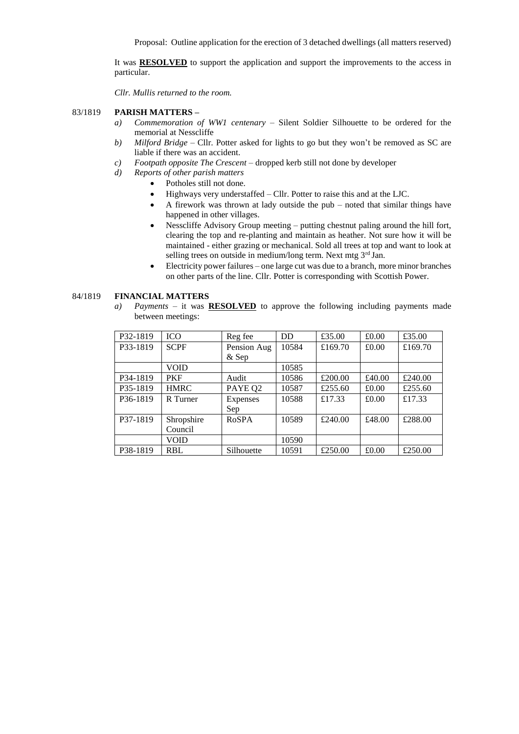Proposal: Outline application for the erection of 3 detached dwellings (all matters reserved)

It was **RESOLVED** to support the application and support the improvements to the access in particular.

*Cllr. Mullis returned to the room.*

83/1819 **PARISH MATTERS –**

a) *Commemoration of WW1 centenary* – Silent Soldier Silhouette to be ordered for the memorial at Nesscliffe
b) *Milford Bridge* – Cllr. Potter asked for lights to go but they won't be removed as SC are liable if there was an accident.
c) *Footpath opposite The Crescent* – dropped kerb still not done by developer
d) *Reports of other parish matters*
   - Potholes still not done.
   - Highways very understaffed – Cllr. Potter to raise this and at the LJC.
   - A firework was thrown at lady outside the pub – noted that similar things have happened in other villages.
   - Nesscliffe Advisory Group meeting – putting chestnut paling around the hill fort, clearing the top and re-planting and maintain as heather. Not sure how it will be maintained - either grazing or mechanical. Sold all trees at top and want to look at selling trees on outside in medium/long term. Next mtg 3rd Jan.
   - Electricity power failures – one large cut was due to a branch, more minor branches on other parts of the line. Cllr. Potter is corresponding with Scottish Power.

84/1819 **FINANCIAL MATTERS**

a) *Payments* – it was **RESOLVED** to approve the following including payments made between meetings:

| | | | | | | |
|---|---|---|---|---|---|---|
| P32-1819 | ICO | Reg fee | DD | £35.00 | £0.00 | £35.00 |
| P33-1819 | SCPF | Pension Aug & Sep | 10584 | £169.70 | £0.00 | £169.70 |
| | VOID | | 10585 | | | |
| P34-1819 | PKF | Audit | 10586 | £200.00 | £40.00 | £240.00 |
| P35-1819 | HMRC | PAYE Q2 | 10587 | £255.60 | £0.00 | £255.60 |
| P36-1819 | R Turner | Expenses Sep | 10588 | £17.33 | £0.00 | £17.33 |
| P37-1819 | Shropshire Council | RoSPA | 10589 | £240.00 | £48.00 | £288.00 |
| | VOID | | 10590 | | | |
| P38-1819 | RBL | Silhouette | 10591 | £250.00 | £0.00 | £250.00 |